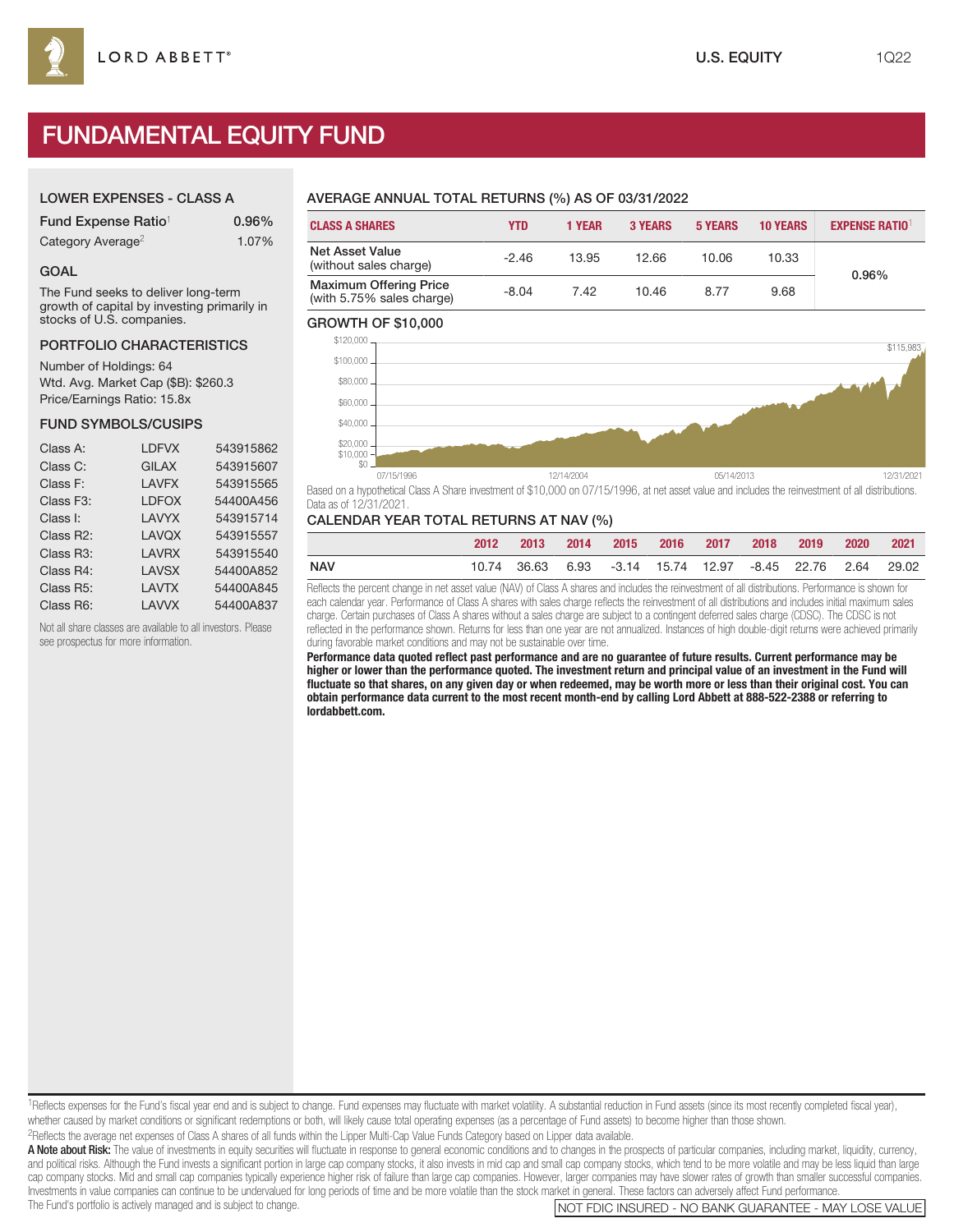LORD ABBETT®

U.S. EQUITY 1Q22

# FUNDAMENTAL EQUITY FUND

## LOWER EXPENSES - CLASS A

| | |
|---|---|
| Fund Expense Ratio[1] | 0.96% |
| Category Average[2] | 1.07% |

## GOAL

The Fund seeks to deliver long-term growth of capital by investing primarily in stocks of U.S. companies.

## PORTFOLIO CHARACTERISTICS

Number of Holdings: 64
Wtd. Avg. Market Cap ($B): $260.3
Price/Earnings Ratio: 15.8x

## FUND SYMBOLS/CUSIPS

| | | |
|---|---|---|
| Class A: | LDFVX | 543915862 |
| Class C: | GILAX | 543915607 |
| Class F: | LAVFX | 543915565 |
| Class F3: | LDFOX | 54400A456 |
| Class I: | LAVYX | 543915714 |
| Class R2: | LAVQX | 543915557 |
| Class R3: | LAVRX | 543915540 |
| Class R4: | LAVSX | 54400A852 |
| Class R5: | LAVTX | 54400A845 |
| Class R6: | LAVVX | 54400A837 |

Not all share classes are available to all investors. Please see prospectus for more information.

## AVERAGE ANNUAL TOTAL RETURNS (%) AS OF 03/31/2022

| CLASS A SHARES | YTD | 1 YEAR | 3 YEARS | 5 YEARS | 10 YEARS | EXPENSE RATIO[1] |
|---|---|---|---|---|---|---|
| Net Asset Value (without sales charge) | -2.46 | 13.95 | 12.66 | 10.06 | 10.33 | 0.96% |
| Maximum Offering Price (with 5.75% sales charge) | -8.04 | 7.42 | 10.46 | 8.77 | 9.68 | |

## GROWTH OF $10,000

$115,983

Based on a hypothetical Class A Share investment of $10,000 on 07/15/1996, at net asset value and includes the reinvestment of all distributions. Data as of 12/31/2021.

## CALENDAR YEAR TOTAL RETURNS AT NAV (%)

| | 2012 | 2013 | 2014 | 2015 | 2016 | 2017 | 2018 | 2019 | 2020 | 2021 |
|---|---|---|---|---|---|---|---|---|---|---|
| NAV | 10.74 | 36.63 | 6.93 | -3.14 | 15.74 | 12.97 | -8.45 | 22.76 | 2.64 | 29.02 |

Reflects the percent change in net asset value (NAV) of Class A shares and includes the reinvestment of all distributions. Performance is shown for each calendar year. Performance of Class A shares with sales charge reflects the reinvestment of all distributions and includes initial maximum sales charge. Certain purchases of Class A shares without a sales charge are subject to a contingent deferred sales charge (CDSC). The CDSC is not reflected in the performance shown. Returns for less than one year are not annualized. Instances of high double-digit returns were achieved primarily during favorable market conditions and may not be sustainable over time.

**Performance data quoted reflect past performance and are no guarantee of future results. Current performance may be higher or lower than the performance quoted. The investment return and principal value of an investment in the Fund will fluctuate so that shares, on any given day or when redeemed, may be worth more or less than their original cost. You can obtain performance data current to the most recent month-end by calling Lord Abbett at 888-522-2388 or referring to lordabbett.com.**

[1]Reflects expenses for the Fund's fiscal year end and is subject to change. Fund expenses may fluctuate with market volatility. A substantial reduction in Fund assets (since its most recently completed fiscal year), whether caused by market conditions or significant redemptions or both, will likely cause total operating expenses (as a percentage of Fund assets) to become higher than those shown.

[2]Reflects the average net expenses of Class A shares of all funds within the Lipper Multi-Cap Value Funds Category based on Lipper data available.

**A Note about Risk:** The value of investments in equity securities will fluctuate in response to general economic conditions and to changes in the prospects of particular companies, including market, liquidity, currency, and political risks. Although the Fund invests a significant portion in large cap company stocks, it also invests in mid cap and small cap company stocks, which tend to be more volatile and may be less liquid than large cap company stocks. Mid and small cap companies typically experience higher risk of failure than large cap companies. However, larger companies may have slower rates of growth than smaller successful companies. Investments in value companies can continue to be undervalued for long periods of time and be more volatile than the stock market in general. These factors can adversely affect Fund performance.

The Fund's portfolio is actively managed and is subject to change.

NOT FDIC INSURED - NO BANK GUARANTEE - MAY LOSE VALUE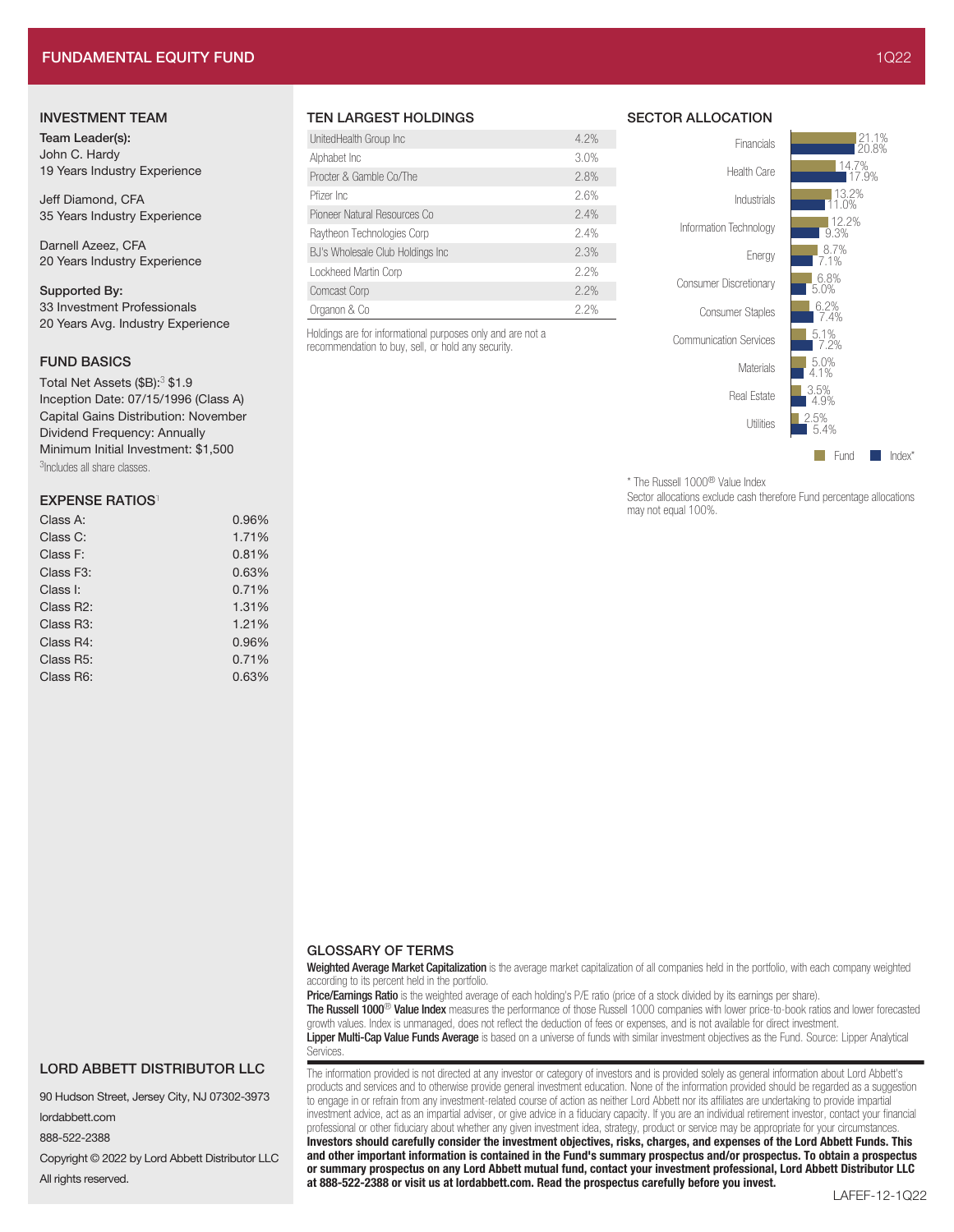## INVESTMENT TEAM

**Team Leader(s):**

John C. Hardy
19 Years Industry Experience

Jeff Diamond, CFA
35 Years Industry Experience

Darnell Azeez, CFA
20 Years Industry Experience

**Supported By:**
33 Investment Professionals
20 Years Avg. Industry Experience

## FUND BASICS

Total Net Assets ($B):[3] $1.9
Inception Date: 07/15/1996 (Class A)
Capital Gains Distribution: November
Dividend Frequency: Annually
Minimum Initial Investment: $1,500

[3]Includes all share classes.

## EXPENSE RATIOS[1]

| | |
|---|---|
| Class A: | 0.96% |
| Class C: | 1.71% |
| Class F: | 0.81% |
| Class F3: | 0.63% |
| Class I: | 0.71% |
| Class R2: | 1.31% |
| Class R3: | 1.21% |
| Class R4: | 0.96% |
| Class R5: | 0.71% |
| Class R6: | 0.63% |

## TEN LARGEST HOLDINGS

| | |
|---|---|
| UnitedHealth Group Inc | 4.2% |
| Alphabet Inc | 3.0% |
| Procter & Gamble Co/The | 2.8% |
| Pfizer Inc | 2.6% |
| Pioneer Natural Resources Co | 2.4% |
| Raytheon Technologies Corp | 2.4% |
| BJ's Wholesale Club Holdings Inc | 2.3% |
| Lockheed Martin Corp | 2.2% |
| Comcast Corp | 2.2% |
| Organon & Co | 2.2% |

Holdings are for informational purposes only and are not a recommendation to buy, sell, or hold any security.

## SECTOR ALLOCATION

Financials 21.1% 20.8%
Health Care 14.7% 17.9%
Industrials 13.2% 11.0%
Information Technology 12.2% 9.3%
Energy 8.7% 7.1%
Consumer Discretionary 6.8% 5.0%
Consumer Staples 6.2% 7.4%
Communication Services 5.1% 7.2%
Materials 5.0% 4.1%
Real Estate 3.5% 4.9%
Utilities 2.5% 5.4%

Fund Index*

* The Russell 1000® Value Index
Sector allocations exclude cash therefore Fund percentage allocations may not equal 100%.

## GLOSSARY OF TERMS

**Weighted Average Market Capitalization** is the average market capitalization of all companies held in the portfolio, with each company weighted according to its percent held in the portfolio.
**Price/Earnings Ratio** is the weighted average of each holding's P/E ratio (price of a stock divided by its earnings per share).
**The Russell 1000® Value Index** measures the performance of those Russell 1000 companies with lower price-to-book ratios and lower forecasted growth values. Index is unmanaged, does not reflect the deduction of fees or expenses, and is not available for direct investment.
**Lipper Multi-Cap Value Funds Average** is based on a universe of funds with similar investment objectives as the Fund. Source: Lipper Analytical Services.

The information provided is not directed at any investor or category of investors and is provided solely as general information about Lord Abbett's products and services and to otherwise provide general investment education. None of the information provided should be regarded as a suggestion to engage in or refrain from any investment-related course of action as neither Lord Abbett nor its affiliates are undertaking to provide impartial investment advice, act as an impartial adviser, or give advice in a fiduciary capacity. If you are an individual retirement investor, contact your financial professional or other fiduciary about whether any given investment idea, strategy, product or service may be appropriate for your circumstances.
**Investors should carefully consider the investment objectives, risks, charges, and expenses of the Lord Abbett Funds. This and other important information is contained in the Fund's summary prospectus and/or prospectus. To obtain a prospectus or summary prospectus on any Lord Abbett mutual fund, contact your investment professional, Lord Abbett Distributor LLC at 888-522-2388 or visit us at lordabbett.com. Read the prospectus carefully before you invest.**

## LORD ABBETT DISTRIBUTOR LLC

90 Hudson Street, Jersey City, NJ 07302-3973

lordabbett.com

888-522-2388

Copyright © 2022 by Lord Abbett Distributor LLC

All rights reserved.

LAFEF-12-1Q22